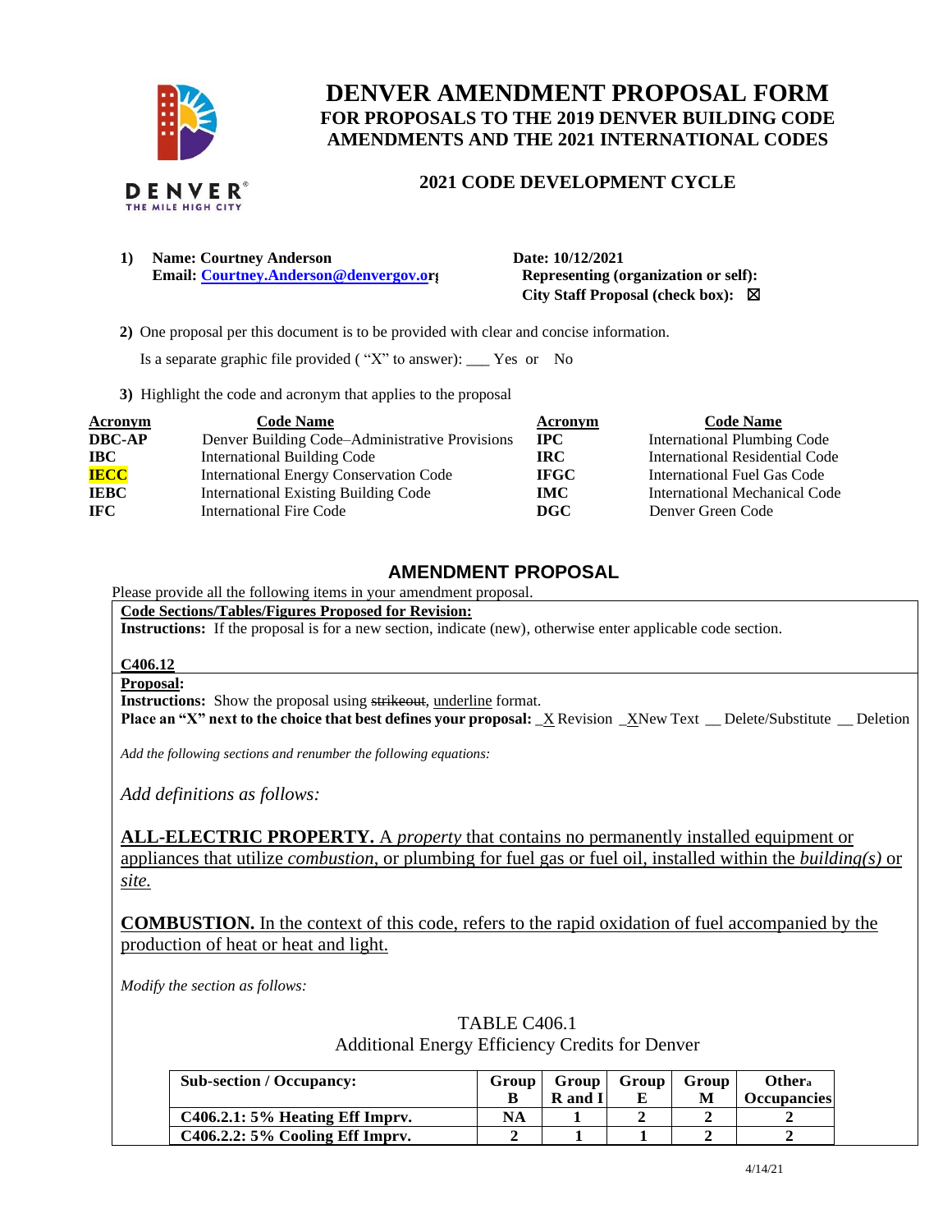# DENVER AMENDMENT PROPOSAL FORM

## FOR PROPOSALS TO THE 2019 DENVER BUILDING CODE AMENDMENTS AND THE 2021 INTERNATIONAL CODES

### 2021 CODE DEVELOPMENT CYCLE

**1) Name: Courtney Anderson**
**Email: Courtney.Anderson@denvergov.org**

**Date: 10/12/2021**
**Representing (organization or self):**
**City Staff Proposal (check box):** ☒

**2)** One proposal per this document is to be provided with clear and concise information.

Is a separate graphic file provided ( "X" to answer): ___ Yes or No

**3)** Highlight the code and acronym that applies to the proposal

| Acronym | Code Name | Acronym | Code Name |
|---|---|---|---|
| **DBC-AP** | Denver Building Code–Administrative Provisions | **IPC** | International Plumbing Code |
| **IBC** | International Building Code | **IRC** | International Residential Code |
| **IECC** | International Energy Conservation Code | **IFGC** | International Fuel Gas Code |
| **IEBC** | International Existing Building Code | **IMC** | International Mechanical Code |
| **IFC** | International Fire Code | **DGC** | Denver Green Code |

## AMENDMENT PROPOSAL

Please provide all the following items in your amendment proposal.

**Code Sections/Tables/Figures Proposed for Revision:**
**Instructions:** If the proposal is for a new section, indicate (new), otherwise enter applicable code section.

**C406.12**

**Proposal:**
**Instructions:** Show the proposal using ~~strikeout~~, underline format.
**Place an "X" next to the choice that best defines your proposal:** _X Revision _XNew Text __ Delete/Substitute __ Deletion

*Add the following sections and renumber the following equations:*

*Add definitions as follows:*

**ALL-ELECTRIC PROPERTY.** A *property* that contains no permanently installed equipment or appliances that utilize *combustion*, or plumbing for fuel gas or fuel oil, installed within the *building(s)* or *site.*

**COMBUSTION.** In the context of this code, refers to the rapid oxidation of fuel accompanied by the production of heat or heat and light.

*Modify the section as follows:*

TABLE C406.1
Additional Energy Efficiency Credits for Denver

| Sub-section / Occupancy: | Group B | Group R and I | Group E | Group M | Other[a] Occupancies |
|---|---|---|---|---|---|
| **C406.2.1: 5% Heating Eff Imprv.** | NA | 1 | 2 | 2 | 2 |
| **C406.2.2: 5% Cooling Eff Imprv.** | 2 | 1 | 1 | 2 | 2 |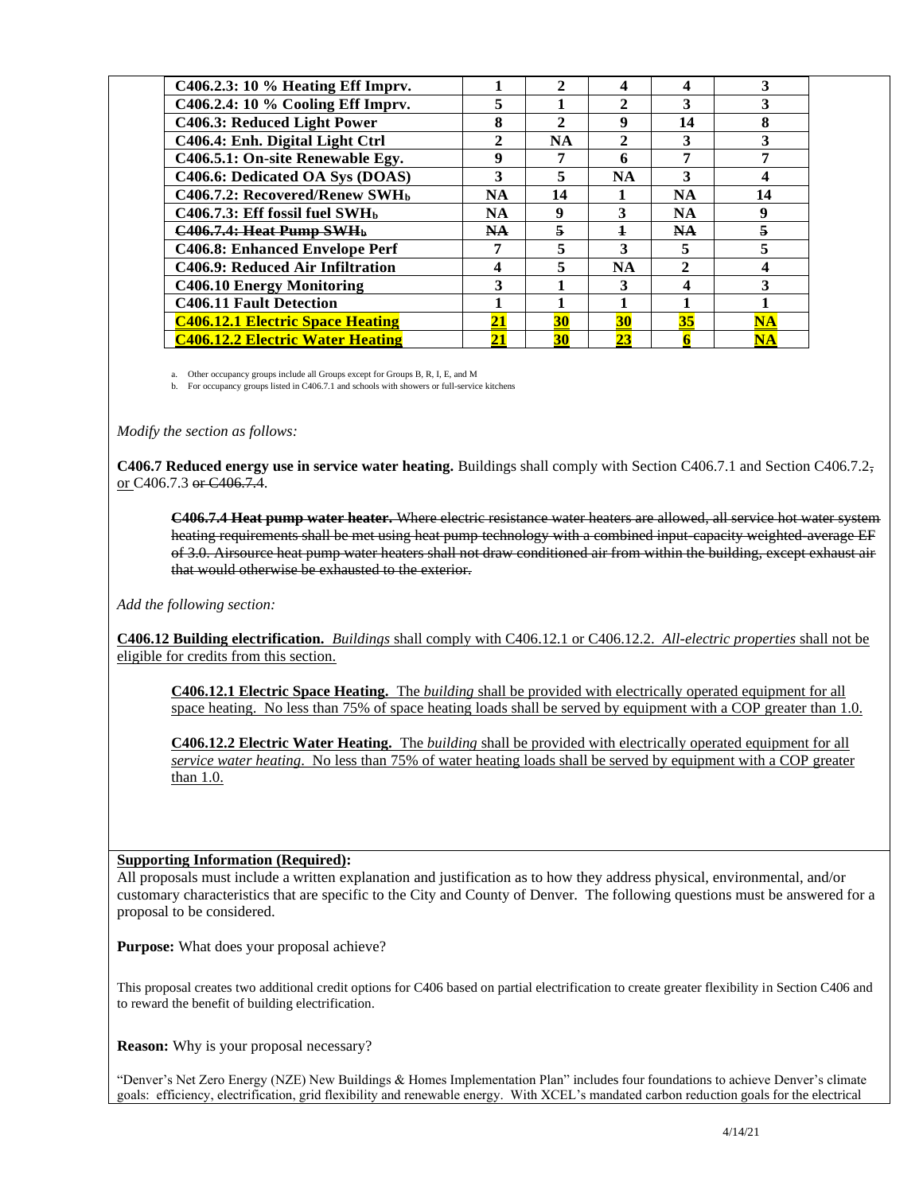| | | | | | |
|---|---|---|---|---|---|
| **C406.2.3: 10 % Heating Eff Imprv.** | **1** | **2** | **4** | **4** | **3** |
| **C406.2.4: 10 % Cooling Eff Imprv.** | **5** | **1** | **2** | **3** | **3** |
| **C406.3: Reduced Light Power** | **8** | **2** | **9** | **14** | **8** |
| **C406.4: Enh. Digital Light Ctrl** | **2** | **NA** | **2** | **3** | **3** |
| **C406.5.1: On-site Renewable Egy.** | **9** | **7** | **6** | **7** | **7** |
| **C406.6: Dedicated OA Sys (DOAS)** | **3** | **5** | **NA** | **3** | **4** |
| **C406.7.2: Recovered/Renew SWH[b]** | **NA** | **14** | **1** | **NA** | **14** |
| **C406.7.3: Eff fossil fuel SWH[b]** | **NA** | **9** | **3** | **NA** | **9** |
| ~~**C406.7.4: Heat Pump SWH[b]**~~ | ~~**NA**~~ | ~~**5**~~ | ~~**1**~~ | ~~**NA**~~ | ~~**5**~~ |
| **C406.8: Enhanced Envelope Perf** | **7** | **5** | **3** | **5** | **5** |
| **C406.9: Reduced Air Infiltration** | **4** | **5** | **NA** | **2** | **4** |
| **C406.10 Energy Monitoring** | **3** | **1** | **3** | **4** | **3** |
| **C406.11 Fault Detection** | **1** | **1** | **1** | **1** | **1** |
| **C406.12.1 Electric Space Heating** | **21** | **30** | **30** | **35** | **NA** |
| **C406.12.2 Electric Water Heating** | **21** | **30** | **23** | **6** | **NA** |

a. Other occupancy groups include all Groups except for Groups B, R, I, E, and M

b. For occupancy groups listed in C406.7.1 and schools with showers or full-service kitchens

*Modify the section as follows:*

**C406.7 Reduced energy use in service water heating.** Buildings shall comply with Section C406.7.1 and Section C406.7.2~~,~~ or C406.7.3 ~~or C406.7.4~~.

> ~~**C406.7.4 Heat pump water heater.** Where electric resistance water heaters are allowed, all service hot water system heating requirements shall be met using heat pump technology with a combined input-capacity weighted-average EF of 3.0. Airsource heat pump water heaters shall not draw conditioned air from within the building, except exhaust air that would otherwise be exhausted to the exterior.~~

*Add the following section:*

**C406.12 Building electrification.** *Buildings* shall comply with C406.12.1 or C406.12.2. *All-electric properties* shall not be eligible for credits from this section.

> **C406.12.1 Electric Space Heating.** The *building* shall be provided with electrically operated equipment for all space heating. No less than 75% of space heating loads shall be served by equipment with a COP greater than 1.0.

> **C406.12.2 Electric Water Heating.** The *building* shall be provided with electrically operated equipment for all *service water heating*. No less than 75% of water heating loads shall be served by equipment with a COP greater than 1.0.

**Supporting Information (Required):**

All proposals must include a written explanation and justification as to how they address physical, environmental, and/or customary characteristics that are specific to the City and County of Denver. The following questions must be answered for a proposal to be considered.

**Purpose:** What does your proposal achieve?

This proposal creates two additional credit options for C406 based on partial electrification to create greater flexibility in Section C406 and to reward the benefit of building electrification.

**Reason:** Why is your proposal necessary?

"Denver's Net Zero Energy (NZE) New Buildings & Homes Implementation Plan" includes four foundations to achieve Denver's climate goals: efficiency, electrification, grid flexibility and renewable energy. With XCEL's mandated carbon reduction goals for the electrical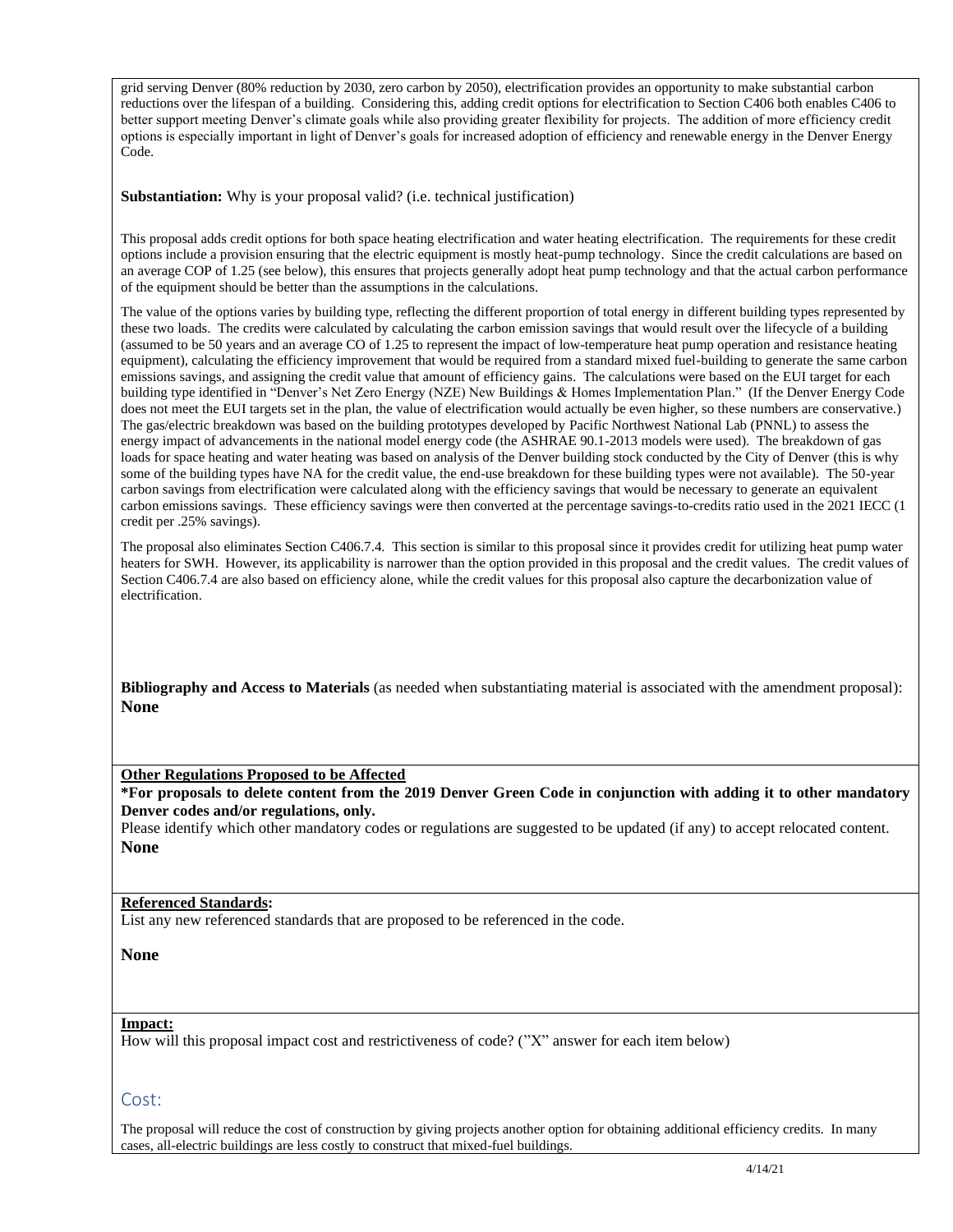grid serving Denver (80% reduction by 2030, zero carbon by 2050), electrification provides an opportunity to make substantial carbon reductions over the lifespan of a building. Considering this, adding credit options for electrification to Section C406 both enables C406 to better support meeting Denver's climate goals while also providing greater flexibility for projects. The addition of more efficiency credit options is especially important in light of Denver's goals for increased adoption of efficiency and renewable energy in the Denver Energy Code.

**Substantiation:** Why is your proposal valid? (i.e. technical justification)

This proposal adds credit options for both space heating electrification and water heating electrification. The requirements for these credit options include a provision ensuring that the electric equipment is mostly heat-pump technology. Since the credit calculations are based on an average COP of 1.25 (see below), this ensures that projects generally adopt heat pump technology and that the actual carbon performance of the equipment should be better than the assumptions in the calculations.

The value of the options varies by building type, reflecting the different proportion of total energy in different building types represented by these two loads. The credits were calculated by calculating the carbon emission savings that would result over the lifecycle of a building (assumed to be 50 years and an average CO of 1.25 to represent the impact of low-temperature heat pump operation and resistance heating equipment), calculating the efficiency improvement that would be required from a standard mixed fuel-building to generate the same carbon emissions savings, and assigning the credit value that amount of efficiency gains. The calculations were based on the EUI target for each building type identified in "Denver's Net Zero Energy (NZE) New Buildings & Homes Implementation Plan." (If the Denver Energy Code does not meet the EUI targets set in the plan, the value of electrification would actually be even higher, so these numbers are conservative.) The gas/electric breakdown was based on the building prototypes developed by Pacific Northwest National Lab (PNNL) to assess the energy impact of advancements in the national model energy code (the ASHRAE 90.1-2013 models were used). The breakdown of gas loads for space heating and water heating was based on analysis of the Denver building stock conducted by the City of Denver (this is why some of the building types have NA for the credit value, the end-use breakdown for these building types were not available). The 50-year carbon savings from electrification were calculated along with the efficiency savings that would be necessary to generate an equivalent carbon emissions savings. These efficiency savings were then converted at the percentage savings-to-credits ratio used in the 2021 IECC (1 credit per .25% savings).

The proposal also eliminates Section C406.7.4. This section is similar to this proposal since it provides credit for utilizing heat pump water heaters for SWH. However, its applicability is narrower than the option provided in this proposal and the credit values. The credit values of Section C406.7.4 are also based on efficiency alone, while the credit values for this proposal also capture the decarbonization value of electrification.

**Bibliography and Access to Materials** (as needed when substantiating material is associated with the amendment proposal): **None**

**Other Regulations Proposed to be Affected**

**\*For proposals to delete content from the 2019 Denver Green Code in conjunction with adding it to other mandatory Denver codes and/or regulations, only.**

Please identify which other mandatory codes or regulations are suggested to be updated (if any) to accept relocated content.
**None**

**Referenced Standards:**

List any new referenced standards that are proposed to be referenced in the code.

**None**

**Impact:**

How will this proposal impact cost and restrictiveness of code? ("X" answer for each item below)

## Cost:

The proposal will reduce the cost of construction by giving projects another option for obtaining additional efficiency credits. In many cases, all-electric buildings are less costly to construct that mixed-fuel buildings.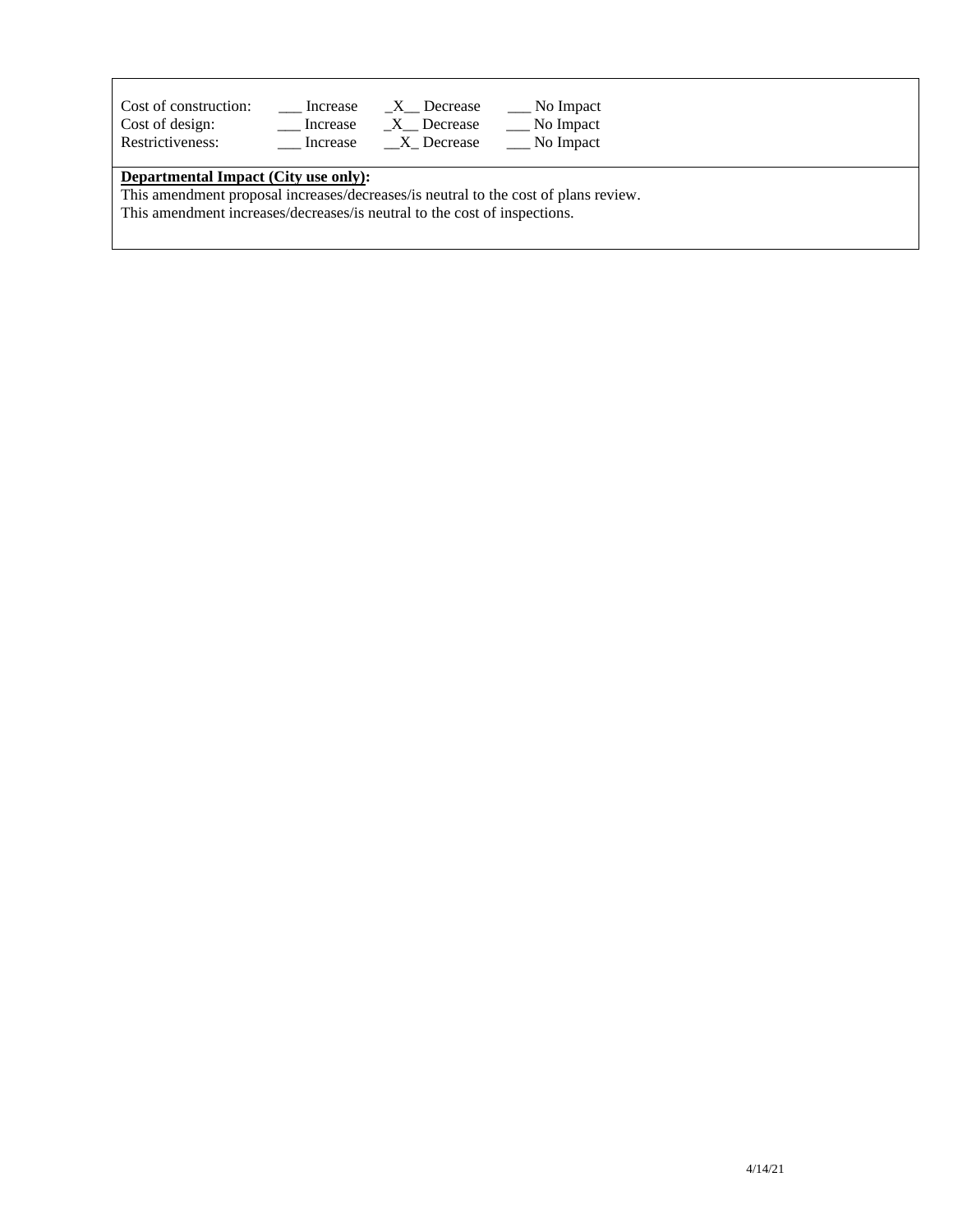| | | | |
|---|---|---|---|
| Cost of construction: | ___ Increase | _X__ Decrease | ___ No Impact |
| Cost of design: | ___ Increase | _X__ Decrease | ___ No Impact |
| Restrictiveness: | ___ Increase | __X_ Decrease | ___ No Impact |

**Departmental Impact (City use only):**

This amendment proposal increases/decreases/is neutral to the cost of plans review.
This amendment increases/decreases/is neutral to the cost of inspections.

4/14/21